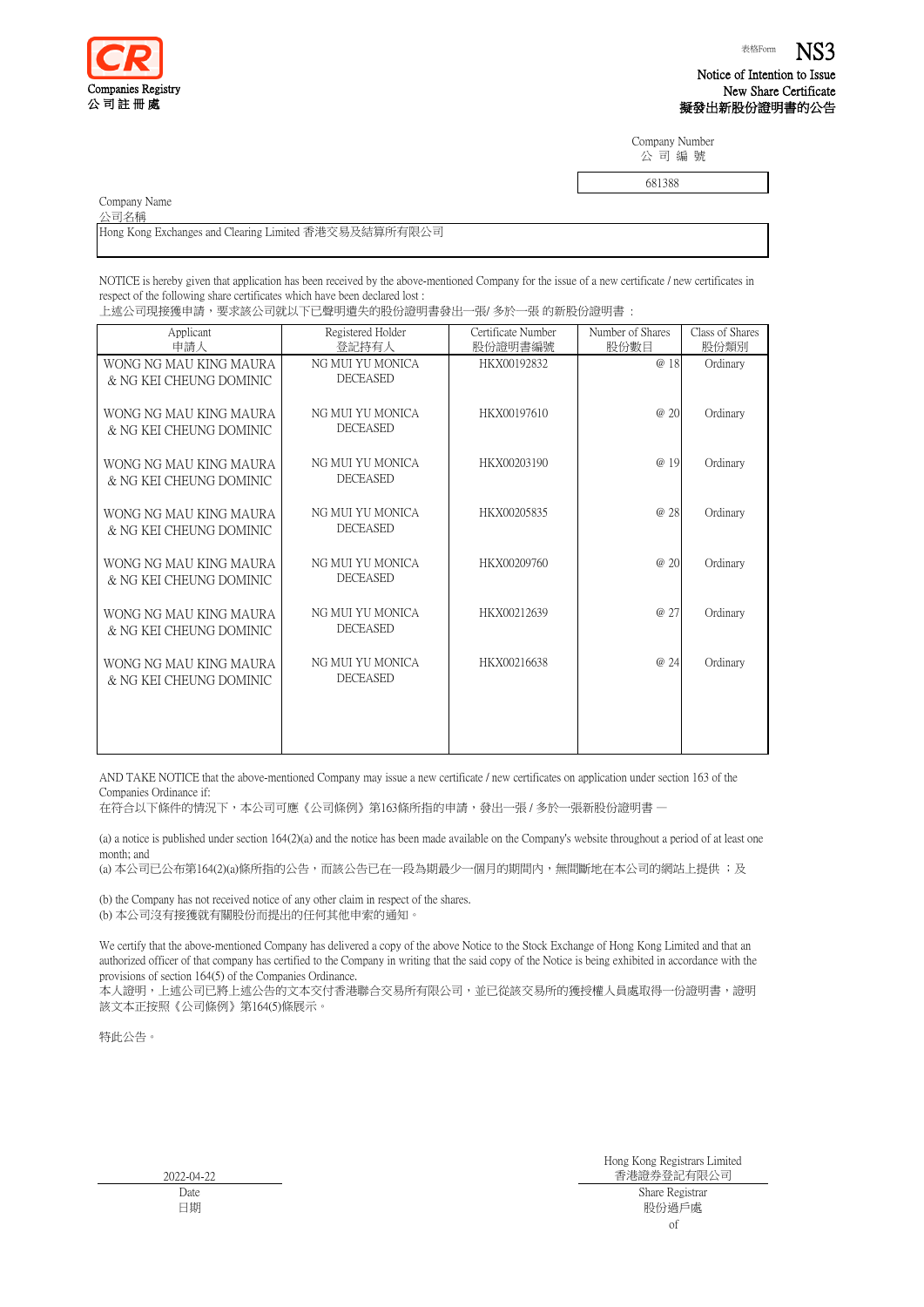CR
Companies Registry
公司註冊處

表格Form **NS3**

Notice of Intention to Issue New Share Certificate
擬發出新股份證明書的公告

Company Number
公司編號

681388

Company Name
公司名稱

Hong Kong Exchanges and Clearing Limited 香港交易及結算所有限公司

NOTICE is hereby given that application has been received by the above-mentioned Company for the issue of a new certificate / new certificates in respect of the following share certificates which have been declared lost :
上述公司現接獲申請，要求該公司就以下已聲明遺失的股份證明書發出一張/ 多於一張 的新股份證明書 :

| Applicant 申請人 | Registered Holder 登記持有人 | Certificate Number 股份證明書編號 | Number of Shares 股份數目 | Class of Shares 股份類別 |
|---|---|---|---|---|
| WONG NG MAU KING MAURA & NG KEI CHEUNG DOMINIC | NG MUI YU MONICA DECEASED | HKX00192832 | @ 18 | Ordinary |
| WONG NG MAU KING MAURA & NG KEI CHEUNG DOMINIC | NG MUI YU MONICA DECEASED | HKX00197610 | @ 20 | Ordinary |
| WONG NG MAU KING MAURA & NG KEI CHEUNG DOMINIC | NG MUI YU MONICA DECEASED | HKX00203190 | @ 19 | Ordinary |
| WONG NG MAU KING MAURA & NG KEI CHEUNG DOMINIC | NG MUI YU MONICA DECEASED | HKX00205835 | @ 28 | Ordinary |
| WONG NG MAU KING MAURA & NG KEI CHEUNG DOMINIC | NG MUI YU MONICA DECEASED | HKX00209760 | @ 20 | Ordinary |
| WONG NG MAU KING MAURA & NG KEI CHEUNG DOMINIC | NG MUI YU MONICA DECEASED | HKX00212639 | @ 27 | Ordinary |
| WONG NG MAU KING MAURA & NG KEI CHEUNG DOMINIC | NG MUI YU MONICA DECEASED | HKX00216638 | @ 24 | Ordinary |

AND TAKE NOTICE that the above-mentioned Company may issue a new certificate / new certificates on application under section 163 of the Companies Ordinance if:
在符合以下條件的情況下，本公司可應《公司條例》第163條所指的申請，發出一張 / 多於一張新股份證明書 —

(a) a notice is published under section 164(2)(a) and the notice has been made available on the Company's website throughout a period of at least one month; and
(a) 本公司已公布第164(2)(a)條所指的公告，而該公告已在一段為期最少一個月的期間內，無間斷地在本公司的網站上提供 ；及

(b) the Company has not received notice of any other claim in respect of the shares.
(b) 本公司沒有接獲就有關股份而提出的任何其他申索的通知。

We certify that the above-mentioned Company has delivered a copy of the above Notice to the Stock Exchange of Hong Kong Limited and that an authorized officer of that company has certified to the Company in writing that the said copy of the Notice is being exhibited in accordance with the provisions of section 164(5) of the Companies Ordinance.
本人證明，上述公司已將上述公告的文本交付香港聯合交易所有限公司，並已從該交易所的獲授權人員處取得一份證明書，證明該文本正按照《公司條例》第164(5)條展示。

特此公告。

2022-04-22
Date
日期

Hong Kong Registrars Limited
香港證券登記有限公司
Share Registrar
股份過戶處
of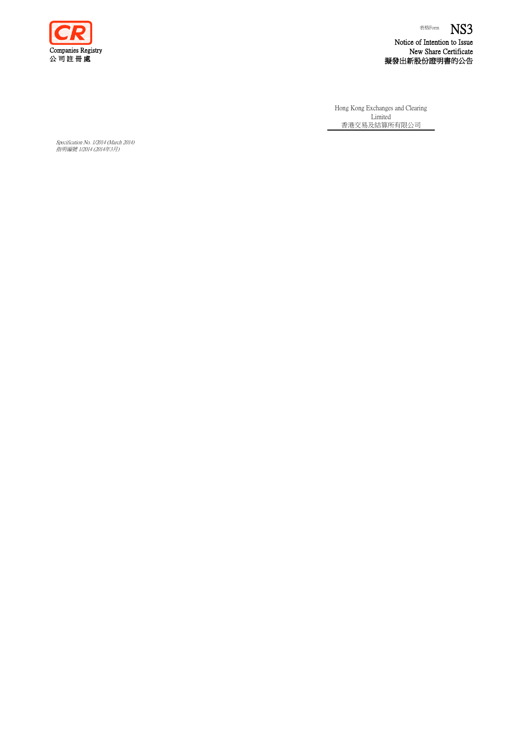Companies Registry
公司註冊處

表格Form **NS3**

Notice of Intention to Issue New Share Certificate
擬發出新股份證明書的公告

Hong Kong Exchanges and Clearing Limited
香港交易及結算所有限公司

*Specification No. 1/2014 (March 2014)*
*指明編號 1/2014 (2014年3月)*